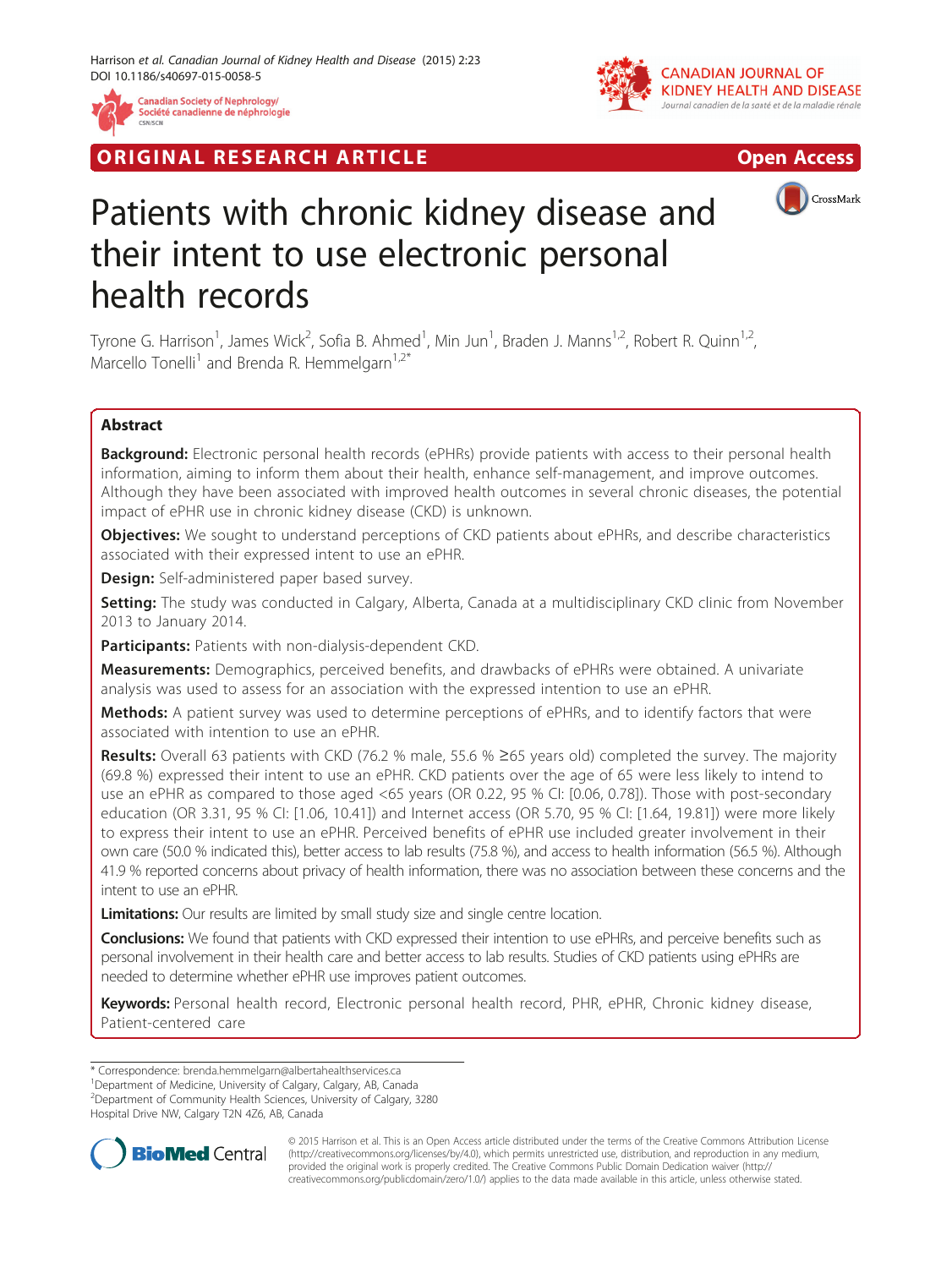ORIGINAL RESEARCH ARTICLE

Open Access

# Patients with chronic kidney disease and their intent to use electronic personal health records

Tyrone G. Harrison[1], James Wick[2], Sofia B. Ahmed[1], Min Jun[1], Braden J. Manns[1,2], Robert R. Quinn[1,2], Marcello Tonelli[1] and Brenda R. Hemmelgarn[1,2*]

## Abstract

**Background:** Electronic personal health records (ePHRs) provide patients with access to their personal health information, aiming to inform them about their health, enhance self-management, and improve outcomes. Although they have been associated with improved health outcomes in several chronic diseases, the potential impact of ePHR use in chronic kidney disease (CKD) is unknown.

**Objectives:** We sought to understand perceptions of CKD patients about ePHRs, and describe characteristics associated with their expressed intent to use an ePHR.

**Design:** Self-administered paper based survey.

**Setting:** The study was conducted in Calgary, Alberta, Canada at a multidisciplinary CKD clinic from November 2013 to January 2014.

**Participants:** Patients with non-dialysis-dependent CKD.

**Measurements:** Demographics, perceived benefits, and drawbacks of ePHRs were obtained. A univariate analysis was used to assess for an association with the expressed intention to use an ePHR.

**Methods:** A patient survey was used to determine perceptions of ePHRs, and to identify factors that were associated with intention to use an ePHR.

**Results:** Overall 63 patients with CKD (76.2 % male, 55.6 % ≥65 years old) completed the survey. The majority (69.8 %) expressed their intent to use an ePHR. CKD patients over the age of 65 were less likely to intend to use an ePHR as compared to those aged <65 years (OR 0.22, 95 % CI: [0.06, 0.78]). Those with post-secondary education (OR 3.31, 95 % CI: [1.06, 10.41]) and Internet access (OR 5.70, 95 % CI: [1.64, 19.81]) were more likely to express their intent to use an ePHR. Perceived benefits of ePHR use included greater involvement in their own care (50.0 % indicated this), better access to lab results (75.8 %), and access to health information (56.5 %). Although 41.9 % reported concerns about privacy of health information, there was no association between these concerns and the intent to use an ePHR.

**Limitations:** Our results are limited by small study size and single centre location.

**Conclusions:** We found that patients with CKD expressed their intention to use ePHRs, and perceive benefits such as personal involvement in their health care and better access to lab results. Studies of CKD patients using ePHRs are needed to determine whether ePHR use improves patient outcomes.

**Keywords:** Personal health record, Electronic personal health record, PHR, ePHR, Chronic kidney disease, Patient-centered care

---

\* Correspondence: brenda.hemmelgarn@albertahealthservices.ca
[1]Department of Medicine, University of Calgary, Calgary, AB, Canada
[2]Department of Community Health Sciences, University of Calgary, 3280 Hospital Drive NW, Calgary T2N 4Z6, AB, Canada

© 2015 Harrison et al. This is an Open Access article distributed under the terms of the Creative Commons Attribution License (http://creativecommons.org/licenses/by/4.0), which permits unrestricted use, distribution, and reproduction in any medium, provided the original work is properly credited. The Creative Commons Public Domain Dedication waiver (http://creativecommons.org/publicdomain/zero/1.0/) applies to the data made available in this article, unless otherwise stated.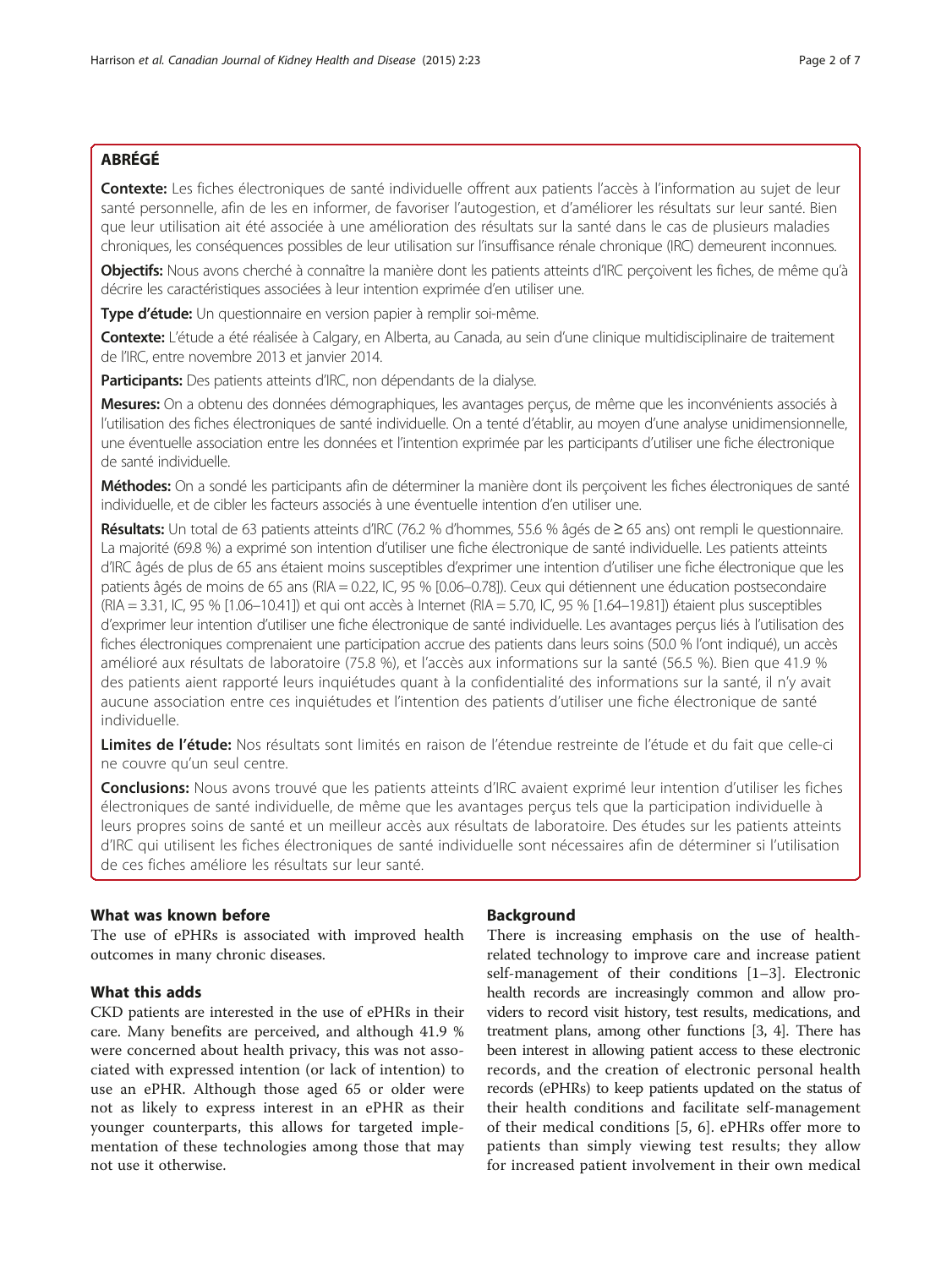## ABRÉGÉ

**Contexte:** Les fiches électroniques de santé individuelle offrent aux patients l'accès à l'information au sujet de leur santé personnelle, afin de les en informer, de favoriser l'autogestion, et d'améliorer les résultats sur leur santé. Bien que leur utilisation ait été associée à une amélioration des résultats sur la santé dans le cas de plusieurs maladies chroniques, les conséquences possibles de leur utilisation sur l'insuffisance rénale chronique (IRC) demeurent inconnues.

**Objectifs:** Nous avons cherché à connaître la manière dont les patients atteints d'IRC perçoivent les fiches, de même qu'à décrire les caractéristiques associées à leur intention exprimée d'en utiliser une.

**Type d'étude:** Un questionnaire en version papier à remplir soi-même.

**Contexte:** L'étude a été réalisée à Calgary, en Alberta, au Canada, au sein d'une clinique multidisciplinaire de traitement de l'IRC, entre novembre 2013 et janvier 2014.

**Participants:** Des patients atteints d'IRC, non dépendants de la dialyse.

**Mesures:** On a obtenu des données démographiques, les avantages perçus, de même que les inconvénients associés à l'utilisation des fiches électroniques de santé individuelle. On a tenté d'établir, au moyen d'une analyse unidimensionnelle, une éventuelle association entre les données et l'intention exprimée par les participants d'utiliser une fiche électronique de santé individuelle.

**Méthodes:** On a sondé les participants afin de déterminer la manière dont ils perçoivent les fiches électroniques de santé individuelle, et de cibler les facteurs associés à une éventuelle intention d'en utiliser une.

**Résultats:** Un total de 63 patients atteints d'IRC (76.2 % d'hommes, 55.6 % âgés de ≥ 65 ans) ont rempli le questionnaire. La majorité (69.8 %) a exprimé son intention d'utiliser une fiche électronique de santé individuelle. Les patients atteints d'IRC âgés de plus de 65 ans étaient moins susceptibles d'exprimer une intention d'utiliser une fiche électronique que les patients âgés de moins de 65 ans (RIA = 0.22, IC, 95 % [0.06–0.78]). Ceux qui détiennent une éducation postsecondaire (RIA = 3.31, IC, 95 % [1.06–10.41]) et qui ont accès à Internet (RIA = 5.70, IC, 95 % [1.64–19.81]) étaient plus susceptibles d'exprimer leur intention d'utiliser une fiche électronique de santé individuelle. Les avantages perçus liés à l'utilisation des fiches électroniques comprenaient une participation accrue des patients dans leurs soins (50.0 % l'ont indiqué), un accès amélioré aux résultats de laboratoire (75.8 %), et l'accès aux informations sur la santé (56.5 %). Bien que 41.9 % des patients aient rapporté leurs inquiétudes quant à la confidentialité des informations sur la santé, il n'y avait aucune association entre ces inquiétudes et l'intention des patients d'utiliser une fiche électronique de santé individuelle.

**Limites de l'étude:** Nos résultats sont limités en raison de l'étendue restreinte de l'étude et du fait que celle-ci ne couvre qu'un seul centre.

**Conclusions:** Nous avons trouvé que les patients atteints d'IRC avaient exprimé leur intention d'utiliser les fiches électroniques de santé individuelle, de même que les avantages perçus tels que la participation individuelle à leurs propres soins de santé et un meilleur accès aux résultats de laboratoire. Des études sur les patients atteints d'IRC qui utilisent les fiches électroniques de santé individuelle sont nécessaires afin de déterminer si l'utilisation de ces fiches améliore les résultats sur leur santé.

### What was known before

The use of ePHRs is associated with improved health outcomes in many chronic diseases.

### What this adds

CKD patients are interested in the use of ePHRs in their care. Many benefits are perceived, and although 41.9 % were concerned about health privacy, this was not associated with expressed intention (or lack of intention) to use an ePHR. Although those aged 65 or older were not as likely to express interest in an ePHR as their younger counterparts, this allows for targeted implementation of these technologies among those that may not use it otherwise.

## Background

There is increasing emphasis on the use of health-related technology to improve care and increase patient self-management of their conditions [1–3]. Electronic health records are increasingly common and allow providers to record visit history, test results, medications, and treatment plans, among other functions [3, 4]. There has been interest in allowing patient access to these electronic records, and the creation of electronic personal health records (ePHRs) to keep patients updated on the status of their health conditions and facilitate self-management of their medical conditions [5, 6]. ePHRs offer more to patients than simply viewing test results; they allow for increased patient involvement in their own medical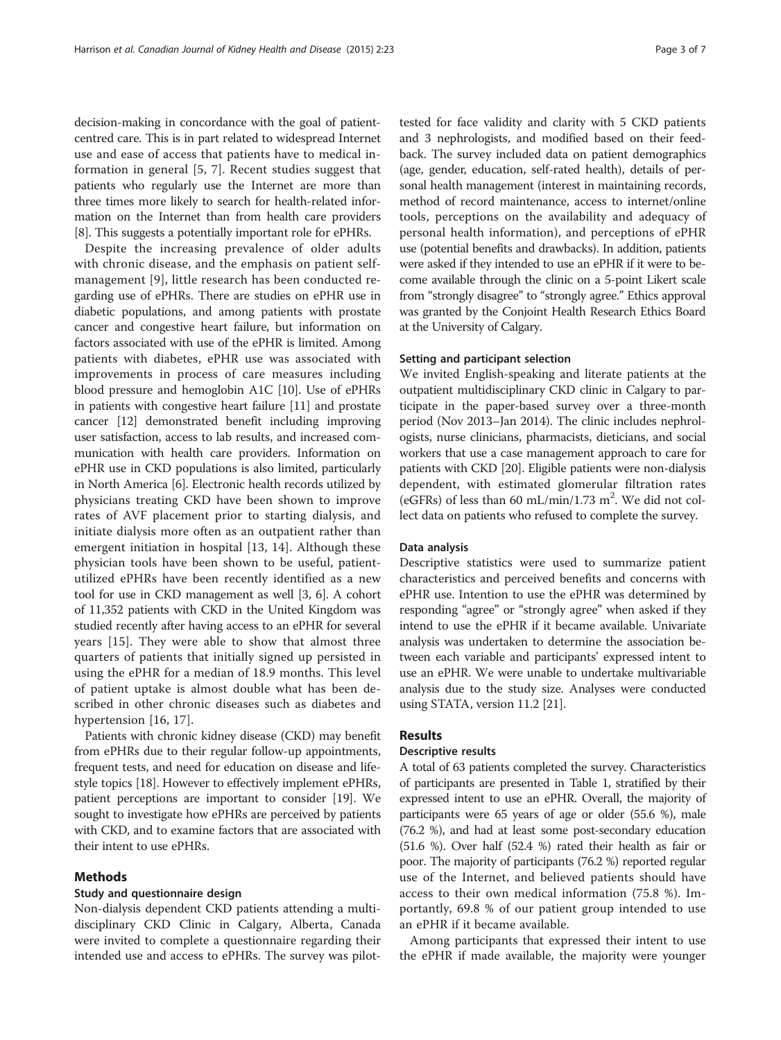decision-making in concordance with the goal of patient-centred care. This is in part related to widespread Internet use and ease of access that patients have to medical information in general [5, 7]. Recent studies suggest that patients who regularly use the Internet are more than three times more likely to search for health-related information on the Internet than from health care providers [8]. This suggests a potentially important role for ePHRs.

Despite the increasing prevalence of older adults with chronic disease, and the emphasis on patient self-management [9], little research has been conducted regarding use of ePHRs. There are studies on ePHR use in diabetic populations, and among patients with prostate cancer and congestive heart failure, but information on factors associated with use of the ePHR is limited. Among patients with diabetes, ePHR use was associated with improvements in process of care measures including blood pressure and hemoglobin A1C [10]. Use of ePHRs in patients with congestive heart failure [11] and prostate cancer [12] demonstrated benefit including improving user satisfaction, access to lab results, and increased communication with health care providers. Information on ePHR use in CKD populations is also limited, particularly in North America [6]. Electronic health records utilized by physicians treating CKD have been shown to improve rates of AVF placement prior to starting dialysis, and initiate dialysis more often as an outpatient rather than emergent initiation in hospital [13, 14]. Although these physician tools have been shown to be useful, patient-utilized ePHRs have been recently identified as a new tool for use in CKD management as well [3, 6]. A cohort of 11,352 patients with CKD in the United Kingdom was studied recently after having access to an ePHR for several years [15]. They were able to show that almost three quarters of patients that initially signed up persisted in using the ePHR for a median of 18.9 months. This level of patient uptake is almost double what has been described in other chronic diseases such as diabetes and hypertension [16, 17].

Patients with chronic kidney disease (CKD) may benefit from ePHRs due to their regular follow-up appointments, frequent tests, and need for education on disease and lifestyle topics [18]. However to effectively implement ePHRs, patient perceptions are important to consider [19]. We sought to investigate how ePHRs are perceived by patients with CKD, and to examine factors that are associated with their intent to use ePHRs.

## Methods

### Study and questionnaire design

Non-dialysis dependent CKD patients attending a multi-disciplinary CKD Clinic in Calgary, Alberta, Canada were invited to complete a questionnaire regarding their intended use and access to ePHRs. The survey was pilot-tested for face validity and clarity with 5 CKD patients and 3 nephrologists, and modified based on their feedback. The survey included data on patient demographics (age, gender, education, self-rated health), details of personal health management (interest in maintaining records, method of record maintenance, access to internet/online tools, perceptions on the availability and adequacy of personal health information), and perceptions of ePHR use (potential benefits and drawbacks). In addition, patients were asked if they intended to use an ePHR if it were to become available through the clinic on a 5-point Likert scale from "strongly disagree" to "strongly agree." Ethics approval was granted by the Conjoint Health Research Ethics Board at the University of Calgary.

### Setting and participant selection

We invited English-speaking and literate patients at the outpatient multidisciplinary CKD clinic in Calgary to participate in the paper-based survey over a three-month period (Nov 2013–Jan 2014). The clinic includes nephrologists, nurse clinicians, pharmacists, dieticians, and social workers that use a case management approach to care for patients with CKD [20]. Eligible patients were non-dialysis dependent, with estimated glomerular filtration rates (eGFRs) of less than 60 mL/min/1.73 $m^2$. We did not collect data on patients who refused to complete the survey.

### Data analysis

Descriptive statistics were used to summarize patient characteristics and perceived benefits and concerns with ePHR use. Intention to use the ePHR was determined by responding "agree" or "strongly agree" when asked if they intend to use the ePHR if it became available. Univariate analysis was undertaken to determine the association between each variable and participants' expressed intent to use an ePHR. We were unable to undertake multivariable analysis due to the study size. Analyses were conducted using STATA, version 11.2 [21].

## Results

### Descriptive results

A total of 63 patients completed the survey. Characteristics of participants are presented in Table 1, stratified by their expressed intent to use an ePHR. Overall, the majority of participants were 65 years of age or older (55.6 %), male (76.2 %), and had at least some post-secondary education (51.6 %). Over half (52.4 %) rated their health as fair or poor. The majority of participants (76.2 %) reported regular use of the Internet, and believed patients should have access to their own medical information (75.8 %). Importantly, 69.8 % of our patient group intended to use an ePHR if it became available.

Among participants that expressed their intent to use the ePHR if made available, the majority were younger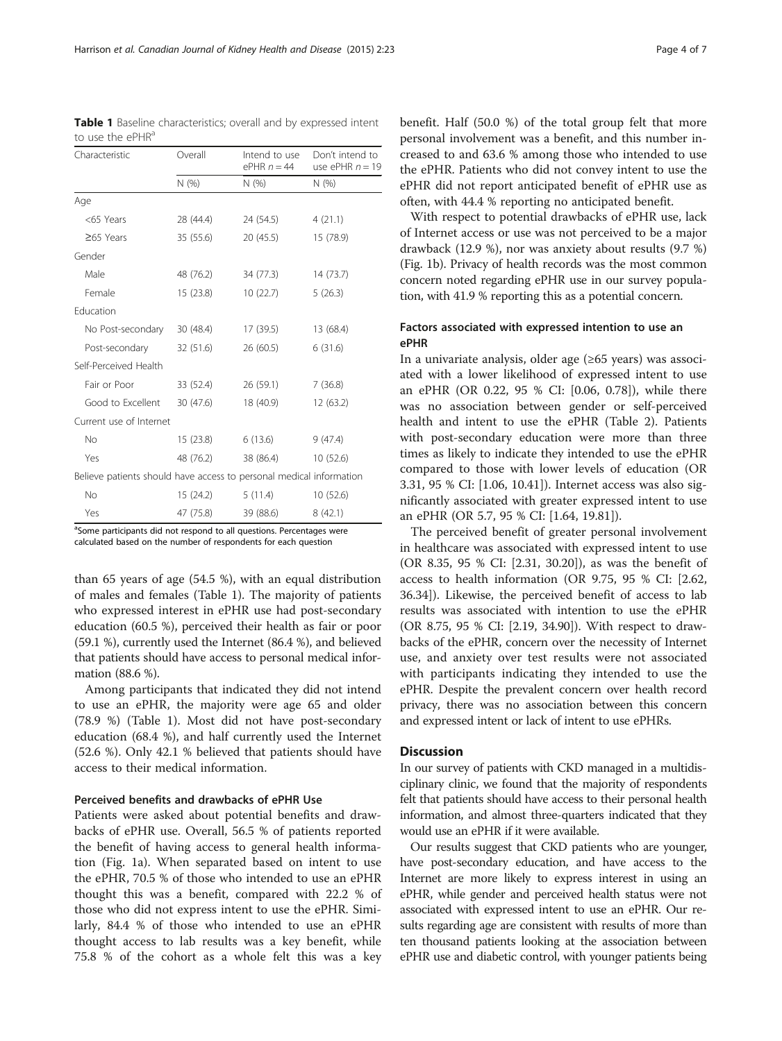**Table 1** Baseline characteristics; overall and by expressed intent to use the ePHR[a]

| Characteristic | Overall | Intend to use ePHR $n = 44$ | Don't intend to use ePHR $n = 19$ |
|---|---|---|---|
| | N (%) | N (%) | N (%) |
| Age | | | |
| <65 Years | 28 (44.4) | 24 (54.5) | 4 (21.1) |
| ≥65 Years | 35 (55.6) | 20 (45.5) | 15 (78.9) |
| Gender | | | |
| Male | 48 (76.2) | 34 (77.3) | 14 (73.7) |
| Female | 15 (23.8) | 10 (22.7) | 5 (26.3) |
| Education | | | |
| No Post-secondary | 30 (48.4) | 17 (39.5) | 13 (68.4) |
| Post-secondary | 32 (51.6) | 26 (60.5) | 6 (31.6) |
| Self-Perceived Health | | | |
| Fair or Poor | 33 (52.4) | 26 (59.1) | 7 (36.8) |
| Good to Excellent | 30 (47.6) | 18 (40.9) | 12 (63.2) |
| Current use of Internet | | | |
| No | 15 (23.8) | 6 (13.6) | 9 (47.4) |
| Yes | 48 (76.2) | 38 (86.4) | 10 (52.6) |
| Believe patients should have access to personal medical information | | | |
| No | 15 (24.2) | 5 (11.4) | 10 (52.6) |
| Yes | 47 (75.8) | 39 (88.6) | 8 (42.1) |

[a]Some participants did not respond to all questions. Percentages were calculated based on the number of respondents for each question

than 65 years of age (54.5 %), with an equal distribution of males and females (Table 1). The majority of patients who expressed interest in ePHR use had post-secondary education (60.5 %), perceived their health as fair or poor (59.1 %), currently used the Internet (86.4 %), and believed that patients should have access to personal medical information (88.6 %).

Among participants that indicated they did not intend to use an ePHR, the majority were age 65 and older (78.9 %) (Table 1). Most did not have post-secondary education (68.4 %), and half currently used the Internet (52.6 %). Only 42.1 % believed that patients should have access to their medical information.

### Perceived benefits and drawbacks of ePHR Use

Patients were asked about potential benefits and drawbacks of ePHR use. Overall, 56.5 % of patients reported the benefit of having access to general health information (Fig. 1a). When separated based on intent to use the ePHR, 70.5 % of those who intended to use an ePHR thought this was a benefit, compared with 22.2 % of those who did not express intent to use the ePHR. Similarly, 84.4 % of those who intended to use an ePHR thought access to lab results was a key benefit, while 75.8 % of the cohort as a whole felt this was a key benefit. Half (50.0 %) of the total group felt that more personal involvement was a benefit, and this number increased to and 63.6 % among those who intended to use the ePHR. Patients who did not convey intent to use the ePHR did not report anticipated benefit of ePHR use as often, with 44.4 % reporting no anticipated benefit.

With respect to potential drawbacks of ePHR use, lack of Internet access or use was not perceived to be a major drawback (12.9 %), nor was anxiety about results (9.7 %) (Fig. 1b). Privacy of health records was the most common concern noted regarding ePHR use in our survey population, with 41.9 % reporting this as a potential concern.

### Factors associated with expressed intention to use an ePHR

In a univariate analysis, older age (≥65 years) was associated with a lower likelihood of expressed intent to use an ePHR (OR 0.22, 95 % CI: [0.06, 0.78]), while there was no association between gender or self-perceived health and intent to use the ePHR (Table 2). Patients with post-secondary education were more than three times as likely to indicate they intended to use the ePHR compared to those with lower levels of education (OR 3.31, 95 % CI: [1.06, 10.41]). Internet access was also significantly associated with greater expressed intent to use an ePHR (OR 5.7, 95 % CI: [1.64, 19.81]).

The perceived benefit of greater personal involvement in healthcare was associated with expressed intent to use (OR 8.35, 95 % CI: [2.31, 30.20]), as was the benefit of access to health information (OR 9.75, 95 % CI: [2.62, 36.34]). Likewise, the perceived benefit of access to lab results was associated with intention to use the ePHR (OR 8.75, 95 % CI: [2.19, 34.90]). With respect to drawbacks of the ePHR, concern over the necessity of Internet use, and anxiety over test results were not associated with participants indicating they intended to use the ePHR. Despite the prevalent concern over health record privacy, there was no association between this concern and expressed intent or lack of intent to use ePHRs.

## Discussion

In our survey of patients with CKD managed in a multidisciplinary clinic, we found that the majority of respondents felt that patients should have access to their personal health information, and almost three-quarters indicated that they would use an ePHR if it were available.

Our results suggest that CKD patients who are younger, have post-secondary education, and have access to the Internet are more likely to express interest in using an ePHR, while gender and perceived health status were not associated with expressed intent to use an ePHR. Our results regarding age are consistent with results of more than ten thousand patients looking at the association between ePHR use and diabetic control, with younger patients being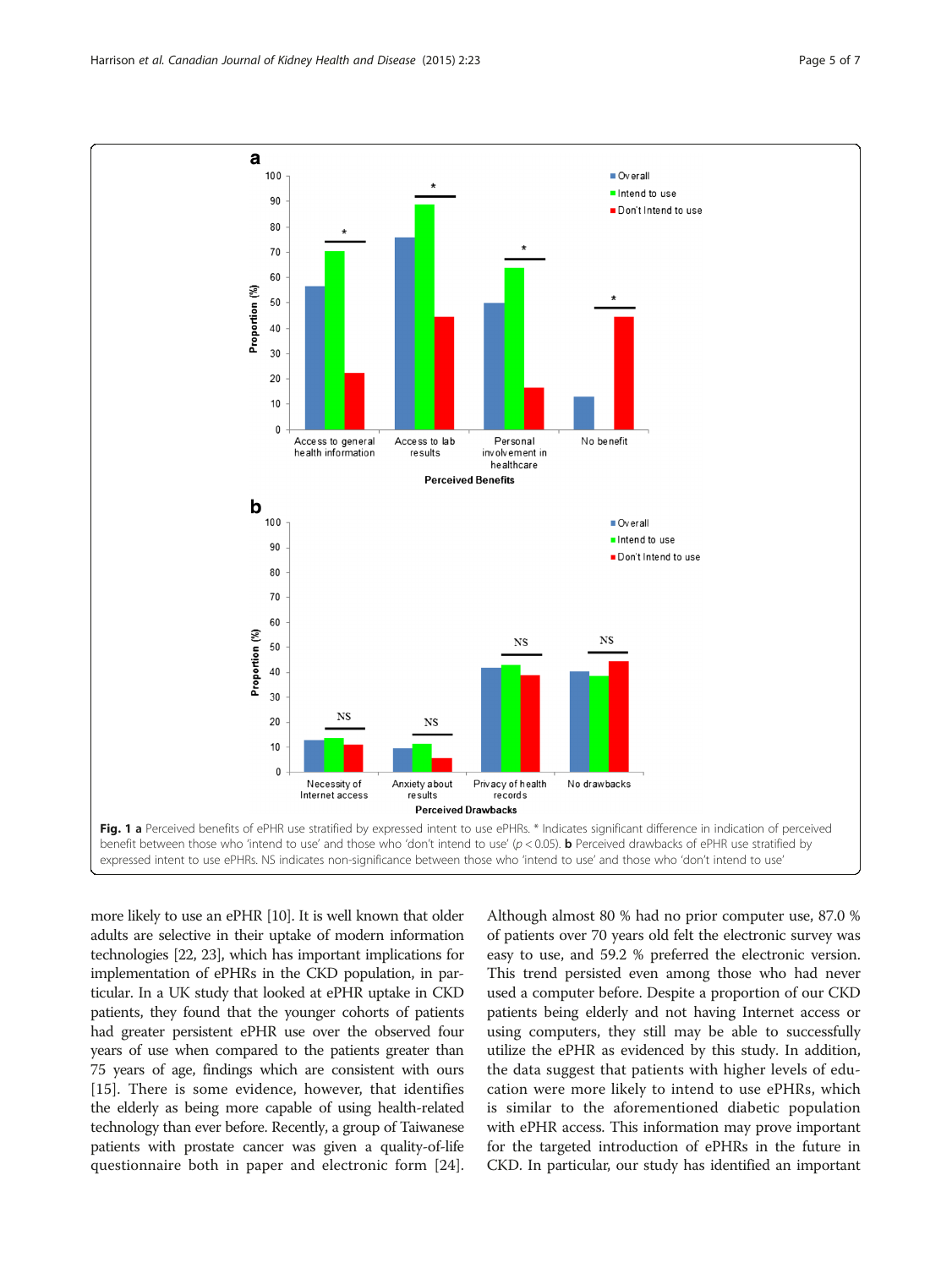**Fig. 1 a** Perceived benefits of ePHR use stratified by expressed intent to use ePHRs. * Indicates significant difference in indication of perceived benefit between those who 'intend to use' and those who 'don't intend to use' ($p < 0.05$). **b** Perceived drawbacks of ePHR use stratified by expressed intent to use ePHRs. NS indicates non-significance between those who 'intend to use' and those who 'don't intend to use'

more likely to use an ePHR [10]. It is well known that older adults are selective in their uptake of modern information technologies [22, 23], which has important implications for implementation of ePHRs in the CKD population, in particular. In a UK study that looked at ePHR uptake in CKD patients, they found that the younger cohorts of patients had greater persistent ePHR use over the observed four years of use when compared to the patients greater than 75 years of age, findings which are consistent with ours [15]. There is some evidence, however, that identifies the elderly as being more capable of using health-related technology than ever before. Recently, a group of Taiwanese patients with prostate cancer was given a quality-of-life questionnaire both in paper and electronic form [24]. Although almost 80 % had no prior computer use, 87.0 % of patients over 70 years old felt the electronic survey was easy to use, and 59.2 % preferred the electronic version. This trend persisted even among those who had never used a computer before. Despite a proportion of our CKD patients being elderly and not having Internet access or using computers, they still may be able to successfully utilize the ePHR as evidenced by this study. In addition, the data suggest that patients with higher levels of education were more likely to intend to use ePHRs, which is similar to the aforementioned diabetic population with ePHR access. This information may prove important for the targeted introduction of ePHRs in the future in CKD. In particular, our study has identified an important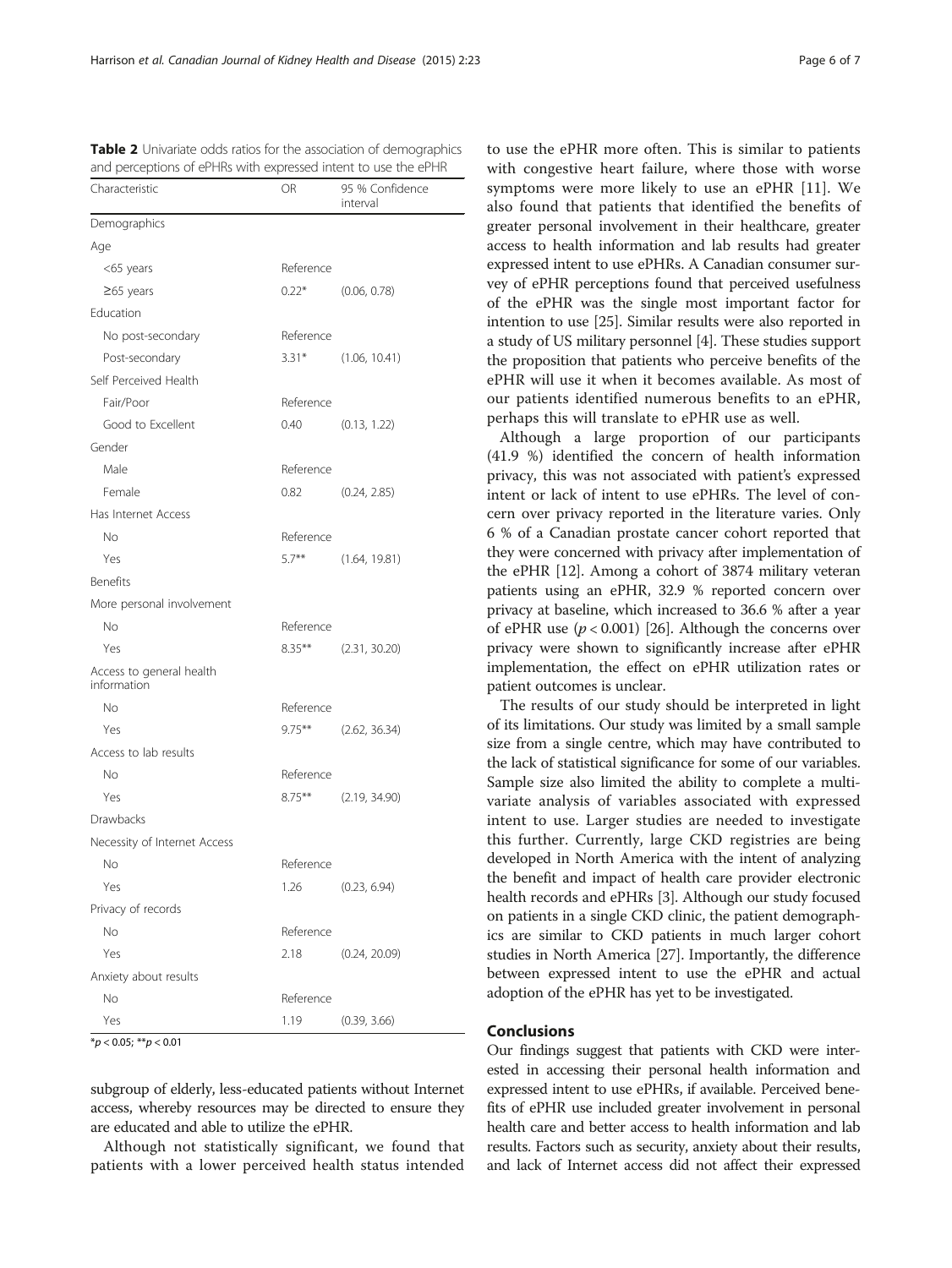**Table 2** Univariate odds ratios for the association of demographics and perceptions of ePHRs with expressed intent to use the ePHR

| Characteristic | OR | 95 % Confidence interval |
|---|---|---|
| Demographics | | |
| Age | | |
| <65 years | Reference | |
| ≥65 years | 0.22* | (0.06, 0.78) |
| Education | | |
| No post-secondary | Reference | |
| Post-secondary | 3.31* | (1.06, 10.41) |
| Self Perceived Health | | |
| Fair/Poor | Reference | |
| Good to Excellent | 0.40 | (0.13, 1.22) |
| Gender | | |
| Male | Reference | |
| Female | 0.82 | (0.24, 2.85) |
| Has Internet Access | | |
| No | Reference | |
| Yes | 5.7** | (1.64, 19.81) |
| Benefits | | |
| More personal involvement | | |
| No | Reference | |
| Yes | 8.35** | (2.31, 30.20) |
| Access to general health information | | |
| No | Reference | |
| Yes | 9.75** | (2.62, 36.34) |
| Access to lab results | | |
| No | Reference | |
| Yes | 8.75** | (2.19, 34.90) |
| Drawbacks | | |
| Necessity of Internet Access | | |
| No | Reference | |
| Yes | 1.26 | (0.23, 6.94) |
| Privacy of records | | |
| No | Reference | |
| Yes | 2.18 | (0.24, 20.09) |
| Anxiety about results | | |
| No | Reference | |
| Yes | 1.19 | (0.39, 3.66) |

*$p < 0.05$; **$p < 0.01$

subgroup of elderly, less-educated patients without Internet access, whereby resources may be directed to ensure they are educated and able to utilize the ePHR.

Although not statistically significant, we found that patients with a lower perceived health status intended to use the ePHR more often. This is similar to patients with congestive heart failure, where those with worse symptoms were more likely to use an ePHR [11]. We also found that patients that identified the benefits of greater personal involvement in their healthcare, greater access to health information and lab results had greater expressed intent to use ePHRs. A Canadian consumer survey of ePHR perceptions found that perceived usefulness of the ePHR was the single most important factor for intention to use [25]. Similar results were also reported in a study of US military personnel [4]. These studies support the proposition that patients who perceive benefits of the ePHR will use it when it becomes available. As most of our patients identified numerous benefits to an ePHR, perhaps this will translate to ePHR use as well.

Although a large proportion of our participants (41.9 %) identified the concern of health information privacy, this was not associated with patient's expressed intent or lack of intent to use ePHRs. The level of concern over privacy reported in the literature varies. Only 6 % of a Canadian prostate cancer cohort reported that they were concerned with privacy after implementation of the ePHR [12]. Among a cohort of 3874 military veteran patients using an ePHR, 32.9 % reported concern over privacy at baseline, which increased to 36.6 % after a year of ePHR use ($p < 0.001$) [26]. Although the concerns over privacy were shown to significantly increase after ePHR implementation, the effect on ePHR utilization rates or patient outcomes is unclear.

The results of our study should be interpreted in light of its limitations. Our study was limited by a small sample size from a single centre, which may have contributed to the lack of statistical significance for some of our variables. Sample size also limited the ability to complete a multivariate analysis of variables associated with expressed intent to use. Larger studies are needed to investigate this further. Currently, large CKD registries are being developed in North America with the intent of analyzing the benefit and impact of health care provider electronic health records and ePHRs [3]. Although our study focused on patients in a single CKD clinic, the patient demographics are similar to CKD patients in much larger cohort studies in North America [27]. Importantly, the difference between expressed intent to use the ePHR and actual adoption of the ePHR has yet to be investigated.

## Conclusions

Our findings suggest that patients with CKD were interested in accessing their personal health information and expressed intent to use ePHRs, if available. Perceived benefits of ePHR use included greater involvement in personal health care and better access to health information and lab results. Factors such as security, anxiety about their results, and lack of Internet access did not affect their expressed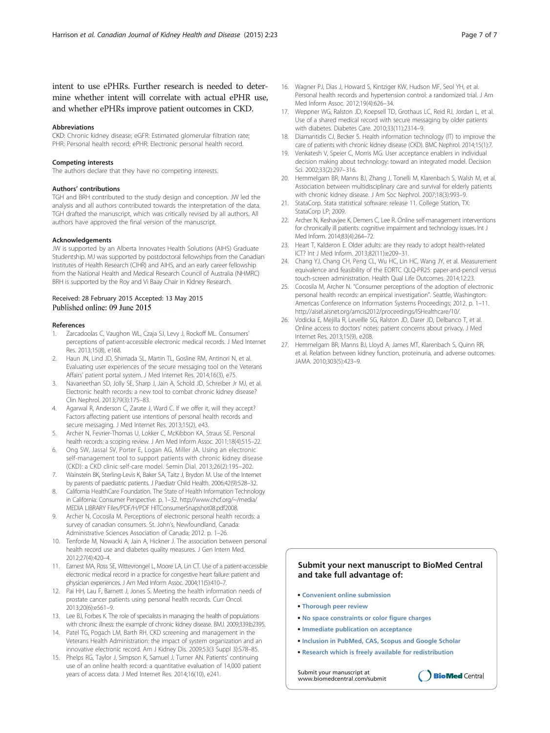intent to use ePHRs. Further research is needed to determine whether intent will correlate with actual ePHR use, and whether ePHRs improve patient outcomes in CKD.

#### Abbreviations

CKD: Chronic kidney disease; eGFR: Estimated glomerular filtration rate; PHR: Personal health record; ePHR: Electronic personal health record.

#### Competing interests

The authors declare that they have no competing interests.

#### Authors' contributions

TGH and BRH contributed to the study design and conception. JW led the analysis and all authors contributed towards the interpretation of the data. TGH drafted the manuscript, which was critically revised by all authors. All authors have approved the final version of the manuscript.

#### Acknowledgements

JW is supported by an Alberta Innovates Health Solutions (AIHS) Graduate Studentship. MJ was supported by postdoctoral fellowships from the Canadian Institutes of Health Research (CIHR) and AIHS, and an early career fellowship from the National Health and Medical Research Council of Australia (NHMRC) BRH is supported by the Roy and Vi Baay Chair in Kidney Research.

Received: 28 February 2015 Accepted: 13 May 2015
Published online: 09 June 2015

#### References

1. Zarcadoolas C, Vaughon WL, Czaja SJ, Levy J, Rockoff ML. Consumers' perceptions of patient-accessible electronic medical records. J Med Internet Res. 2013;15(8), e168.
2. Haun JN, Lind JD, Shimada SL, Martin TL, Gosline RM, Antinori N, et al. Evaluating user experiences of the secure messaging tool on the Veterans Affairs' patient portal system. J Med Internet Res. 2014;16(3), e75.
3. Navaneethan SD, Jolly SE, Sharp J, Jain A, Schold JD, Schreiber Jr MJ, et al. Electronic health records: a new tool to combat chronic kidney disease? Clin Nephrol. 2013;79(3):175–83.
4. Agarwal R, Anderson C, Zarate J, Ward C. If we offer it, will they accept? Factors affecting patient use intentions of personal health records and secure messaging. J Med Internet Res. 2013;15(2), e43.
5. Archer N, Fevrier-Thomas U, Lokker C, McKibbon KA, Straus SE. Personal health records: a scoping review. J Am Med Inform Assoc. 2011;18(4):515–22.
6. Ong SW, Jassal SV, Porter E, Logan AG, Miller JA. Using an electronic self-management tool to support patients with chronic kidney disease (CKD): a CKD clinic self-care model. Semin Dial. 2013;26(2):195–202.
7. Wainstein BK, Sterling-Levis K, Baker SA, Taitz J, Brydon M. Use of the Internet by parents of paediatric patients. J Paediatr Child Health. 2006;42(9):528–32.
8. California HealthCare Foundation. The State of Health Information Technology in California: Consumer Perspective. p. 1–32. http://www.chcf.org/~/media/MEDIA LIBRARY Files/PDF/H/PDF HITConsumerSnapshot08.pdf2008.
9. Archer N, Cocosila M. Perceptions of electronic personal health records: a survey of canadian consumers. St. John's, Newfoundland, Canada: Administrative Sciences Association of Canada; 2012. p. 1–26.
10. Tenforde M, Nowacki A, Jain A, Hickner J. The association between personal health record use and diabetes quality measures. J Gen Intern Med. 2012;27(4):420–4.
11. Earnest MA, Ross SE, Wittevrongel L, Moore LA, Lin CT. Use of a patient-accessible electronic medical record in a practice for congestive heart failure: patient and physician experiences. J Am Med Inform Assoc. 2004;11(5):410–7.
12. Pai HH, Lau F, Barnett J, Jones S. Meeting the health information needs of prostate cancer patients using personal health records. Curr Oncol. 2013;20(6):e561–9.
13. Lee BJ, Forbes K. The role of specialists in managing the health of populations with chronic illness: the example of chronic kidney disease. BMJ. 2009;339:b2395.
14. Patel TG, Pogach LM, Barth RH. CKD screening and management in the Veterans Health Administration: the impact of system organization and an innovative electronic record. Am J Kidney Dis. 2009;53(3 Suppl 3):S78–85.
15. Phelps RG, Taylor J, Simpson K, Samuel J, Turner AN. Patients' continuing use of an online health record: a quantitative evaluation of 14,000 patient years of access data. J Med Internet Res. 2014;16(10), e241.
16. Wagner PJ, Dias J, Howard S, Kintziger KW, Hudson MF, Seol YH, et al. Personal health records and hypertension control: a randomized trial. J Am Med Inform Assoc. 2012;19(4):626–34.
17. Weppner WG, Ralston JD, Koepsell TD, Grothaus LC, Reid RJ, Jordan L, et al. Use of a shared medical record with secure messaging by older patients with diabetes. Diabetes Care. 2010;33(11):2314–9.
18. Diamantidis CJ, Becker S. Health information technology (IT) to improve the care of patients with chronic kidney disease (CKD). BMC Nephrol. 2014;15(1):7.
19. Venkatesh V, Speier C, Morris MG. User acceptance enablers in individual decision making about technology: toward an integrated model. Decision Sci. 2002;33(2):297–316.
20. Hemmelgarn BR, Manns BJ, Zhang J, Tonelli M, Klarenbach S, Walsh M, et al. Association between multidisciplinary care and survival for elderly patients with chronic kidney disease. J Am Soc Nephrol. 2007;18(3):993–9.
21. StataCorp. Stata statistical software: release 11. College Station, TX: StataCorp LP; 2009.
22. Archer N, Keshavjee K, Demers C, Lee R. Online self-management interventions for chronically ill patients: cognitive impairment and technology issues. Int J Med Inform. 2014;83(4):264–72.
23. Heart T, Kalderon E. Older adults: are they ready to adopt health-related ICT? Int J Med Inform. 2013;82(11):e209–31.
24. Chang YJ, Chang CH, Peng CL, Wu HC, Lin HC, Wang JY, et al. Measurement equivalence and feasibility of the EORTC QLQ-PR25: paper-and-pencil versus touch-screen administration. Health Qual Life Outcomes. 2014;12:23.
25. Cocosila M, Archer N. "Consumer perceptions of the adoption of electronic personal health records: an empirical investigation". Seattle, Washington: Americas Conference on Information Systems Proceedings; 2012. p. 1–11. http://aisel.aisnet.org/amcis2012/proceedings/ISHealthcare/10/.
26. Vodicka E, Mejilla R, Leveille SG, Ralston JD, Darer JD, Delbanco T, et al. Online access to doctors' notes: patient concerns about privacy. J Med Internet Res. 2013;15(9), e208.
27. Hemmelgarn BR, Manns BJ, Lloyd A, James MT, Klarenbach S, Quinn RR, et al. Relation between kidney function, proteinuria, and adverse outcomes. JAMA. 2010;303(5):423–9.

**Submit your next manuscript to BioMed Central and take full advantage of:**

- **Convenient online submission**
- **Thorough peer review**
- **No space constraints or color figure charges**
- **Immediate publication on acceptance**
- **Inclusion in PubMed, CAS, Scopus and Google Scholar**
- **Research which is freely available for redistribution**

Submit your manuscript at
www.biomedcentral.com/submit

BioMed Central